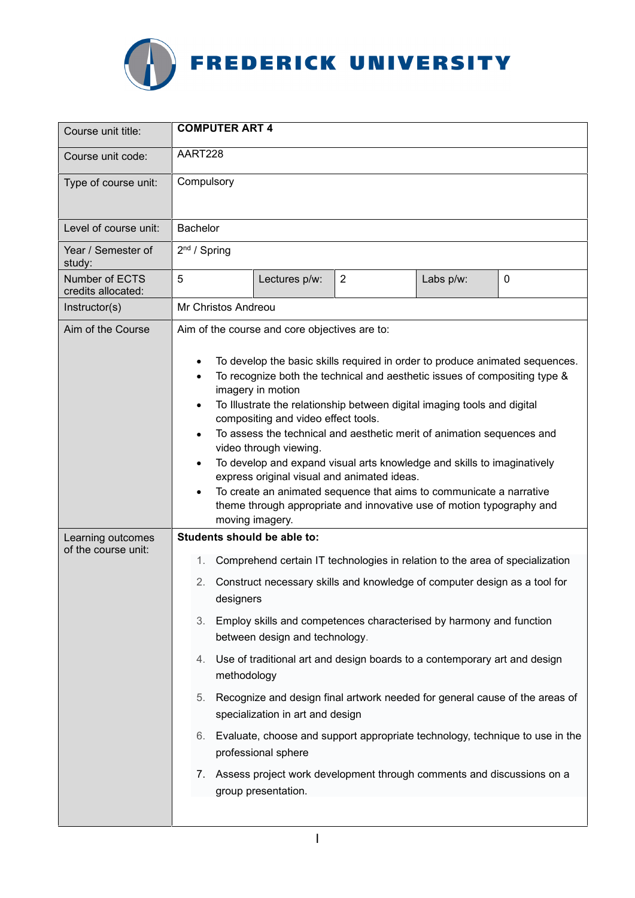# FREDERICK UNIVERSITY

| Course unit title: | **COMPUTER ART 4** | | | | |
|---|---|---|---|---|---|
| Course unit code: | AART228 | | | | |
| Type of course unit: | Compulsory | | | | |
| Level of course unit: | Bachelor | | | | |
| Year / Semester of study: | 2nd / Spring | | | | |
| Number of ECTS credits allocated: | 5 | Lectures p/w: | 2 | Labs p/w: | 0 |
| Instructor(s) | Mr Christos Andreou | | | | |
| Aim of the Course | Aim of the course and core objectives are to:<br><br>• To develop the basic skills required in order to produce animated sequences.<br>• To recognize both the technical and aesthetic issues of compositing type & imagery in motion<br>• To Illustrate the relationship between digital imaging tools and digital compositing and video effect tools.<br>• To assess the technical and aesthetic merit of animation sequences and video through viewing.<br>• To develop and expand visual arts knowledge and skills to imaginatively express original visual and animated ideas.<br>• To create an animated sequence that aims to communicate a narrative theme through appropriate and innovative use of motion typography and moving imagery. | | | | |
| Learning outcomes of the course unit: | **Students should be able to:**<br><br>1. Comprehend certain IT technologies in relation to the area of specialization<br>2. Construct necessary skills and knowledge of computer design as a tool for designers<br>3. Employ skills and competences characterised by harmony and function between design and technology.<br>4. Use of traditional art and design boards to a contemporary art and design methodology<br>5. Recognize and design final artwork needed for general cause of the areas of specialization in art and design<br>6. Evaluate, choose and support appropriate technology, technique to use in the professional sphere<br>7. Assess project work development through comments and discussions on a group presentation. | | | | |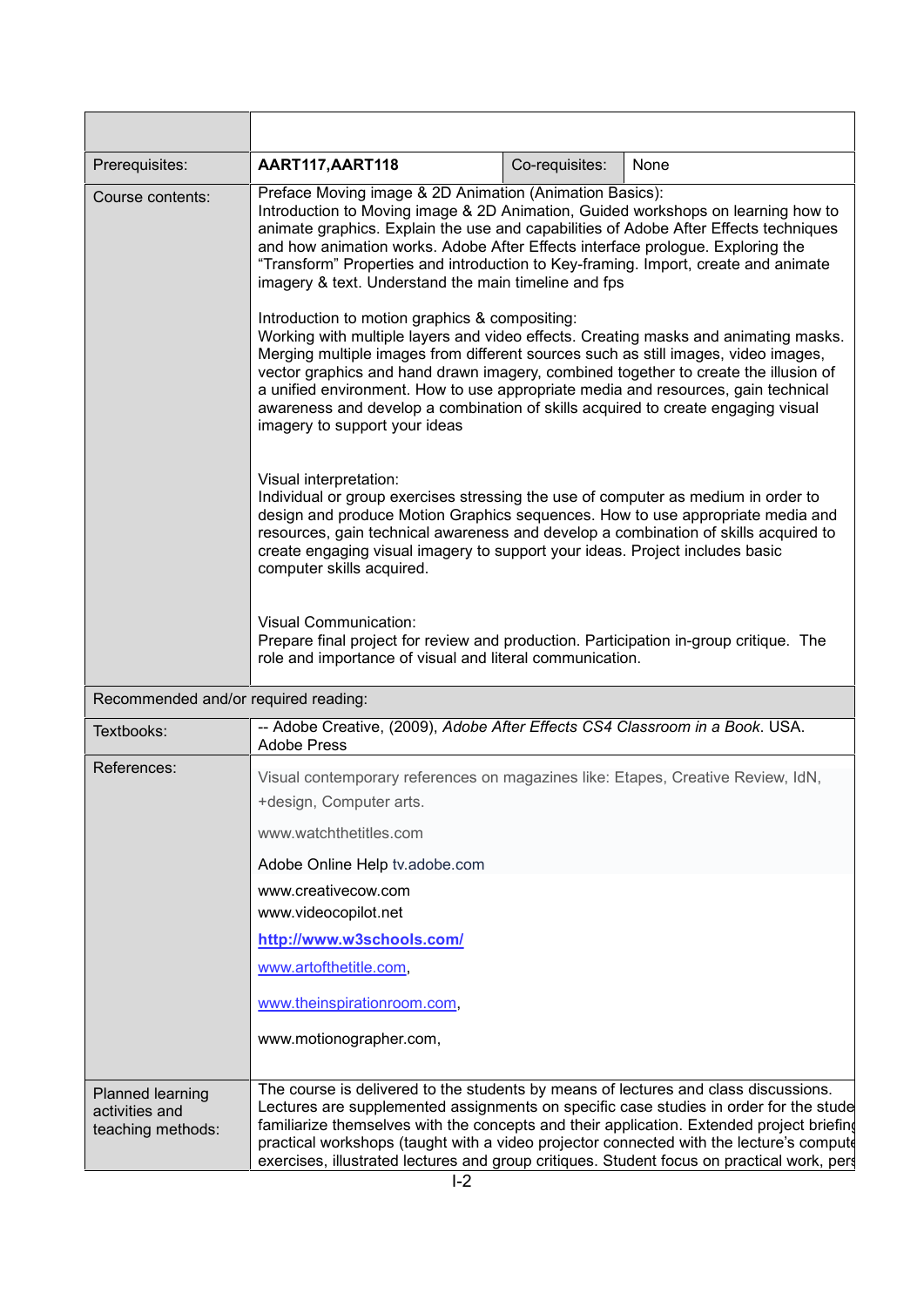| | | | |
|---|---|---|---|
| Prerequisites: | **AART117,AART118** | Co-requisites: | None |
| Course contents: | Preface Moving image & 2D Animation (Animation Basics):<br>Introduction to Moving image & 2D Animation, Guided workshops on learning how to animate graphics. Explain the use and capabilities of Adobe After Effects techniques and how animation works. Adobe After Effects interface prologue. Exploring the "Transform" Properties and introduction to Key-framing. Import, create and animate imagery & text. Understand the main timeline and fps<br><br>Introduction to motion graphics & compositing:<br>Working with multiple layers and video effects. Creating masks and animating masks. Merging multiple images from different sources such as still images, video images, vector graphics and hand drawn imagery, combined together to create the illusion of a unified environment. How to use appropriate media and resources, gain technical awareness and develop a combination of skills acquired to create engaging visual imagery to support your ideas<br><br>Visual interpretation:<br>Individual or group exercises stressing the use of computer as medium in order to design and produce Motion Graphics sequences. How to use appropriate media and resources, gain technical awareness and develop a combination of skills acquired to create engaging visual imagery to support your ideas. Project includes basic computer skills acquired.<br><br>Visual Communication:<br>Prepare final project for review and production. Participation in-group critique. The role and importance of visual and literal communication. | | |
| Recommended and/or required reading: | | | |
| Textbooks: | -- Adobe Creative, (2009), *Adobe After Effects CS4 Classroom in a Book*. USA. Adobe Press | | |
| References: | Visual contemporary references on magazines like: Etapes, Creative Review, IdN, +design, Computer arts.<br><br>www.watchthetitles.com<br><br>Adobe Online Help tv.adobe.com<br><br>www.creativecow.com<br>www.videocopilot.net<br><br>**http://www.w3schools.com/**<br><br>www.artofthetitle.com,<br><br>www.theinspirationroom.com,<br><br>www.motionographer.com, | | |
| Planned learning activities and teaching methods: | The course is delivered to the students by means of lectures and class discussions. Lectures are supplemented assignments on specific case studies in order for the stude familiarize themselves with the concepts and their application. Extended project briefing practical workshops (taught with a video projector connected with the lecture's compute exercises, illustrated lectures and group critiques. Student focus on practical work, pers | | |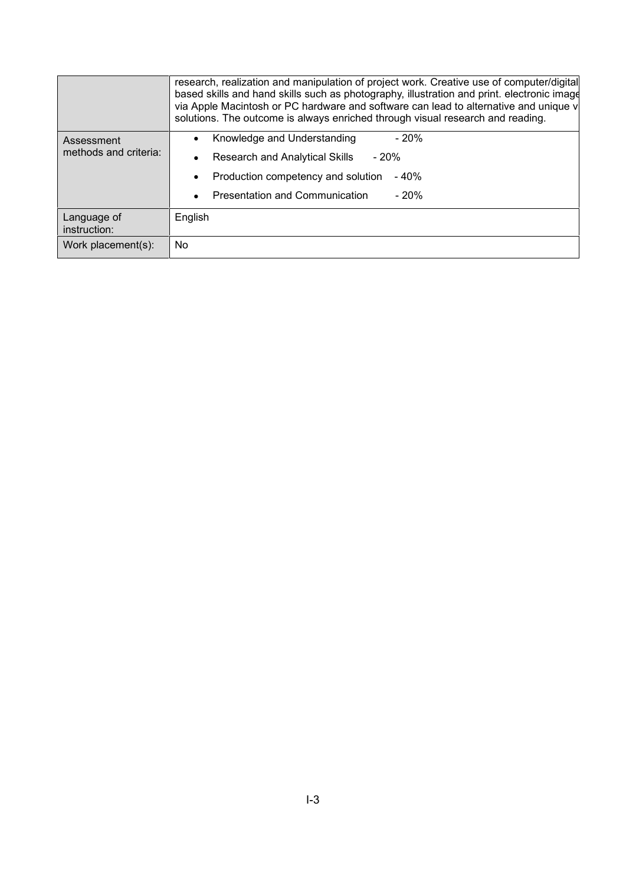| | |
|---|---|
| | research, realization and manipulation of project work. Creative use of computer/digital based skills and hand skills such as photography, illustration and print. electronic image via Apple Macintosh or PC hardware and software can lead to alternative and unique v solutions. The outcome is always enriched through visual research and reading. |
| Assessment methods and criteria: | • Knowledge and Understanding - 20%<br>• Research and Analytical Skills - 20%<br>• Production competency and solution - 40%<br>• Presentation and Communication - 20% |
| Language of instruction: | English |
| Work placement(s): | No |